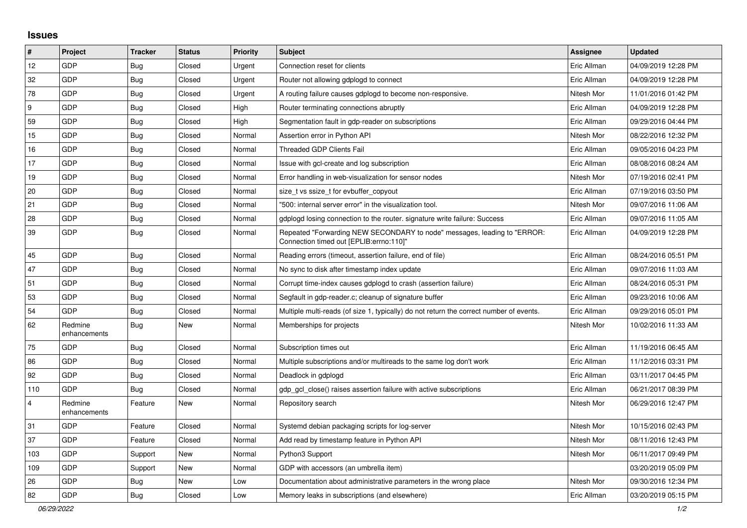# Issues

| # | Project | Tracker | Status | Priority | Subject | Assignee | Updated |
|---|---|---|---|---|---|---|---|
| 12 | GDP | Bug | Closed | Urgent | Connection reset for clients | Eric Allman | 04/09/2019 12:28 PM |
| 32 | GDP | Bug | Closed | Urgent | Router not allowing gdplogd to connect | Eric Allman | 04/09/2019 12:28 PM |
| 78 | GDP | Bug | Closed | Urgent | A routing failure causes gdplogd to become non-responsive. | Nitesh Mor | 11/01/2016 01:42 PM |
| 9 | GDP | Bug | Closed | High | Router terminating connections abruptly | Eric Allman | 04/09/2019 12:28 PM |
| 59 | GDP | Bug | Closed | High | Segmentation fault in gdp-reader on subscriptions | Eric Allman | 09/29/2016 04:44 PM |
| 15 | GDP | Bug | Closed | Normal | Assertion error in Python API | Nitesh Mor | 08/22/2016 12:32 PM |
| 16 | GDP | Bug | Closed | Normal | Threaded GDP Clients Fail | Eric Allman | 09/05/2016 04:23 PM |
| 17 | GDP | Bug | Closed | Normal | Issue with gcl-create and log subscription | Eric Allman | 08/08/2016 08:24 AM |
| 19 | GDP | Bug | Closed | Normal | Error handling in web-visualization for sensor nodes | Nitesh Mor | 07/19/2016 02:41 PM |
| 20 | GDP | Bug | Closed | Normal | size_t vs ssize_t for evbuffer_copyout | Eric Allman | 07/19/2016 03:50 PM |
| 21 | GDP | Bug | Closed | Normal | "500: internal server error" in the visualization tool. | Nitesh Mor | 09/07/2016 11:06 AM |
| 28 | GDP | Bug | Closed | Normal | gdplogd losing connection to the router. signature write failure: Success | Eric Allman | 09/07/2016 11:05 AM |
| 39 | GDP | Bug | Closed | Normal | Repeated "Forwarding NEW SECONDARY to node" messages, leading to "ERROR: Connection timed out [EPLIB:errno:110]" | Eric Allman | 04/09/2019 12:28 PM |
| 45 | GDP | Bug | Closed | Normal | Reading errors (timeout, assertion failure, end of file) | Eric Allman | 08/24/2016 05:51 PM |
| 47 | GDP | Bug | Closed | Normal | No sync to disk after timestamp index update | Eric Allman | 09/07/2016 11:03 AM |
| 51 | GDP | Bug | Closed | Normal | Corrupt time-index causes gdplogd to crash (assertion failure) | Eric Allman | 08/24/2016 05:31 PM |
| 53 | GDP | Bug | Closed | Normal | Segfault in gdp-reader.c; cleanup of signature buffer | Eric Allman | 09/23/2016 10:06 AM |
| 54 | GDP | Bug | Closed | Normal | Multiple multi-reads (of size 1, typically) do not return the correct number of events. | Eric Allman | 09/29/2016 05:01 PM |
| 62 | Redmine enhancements | Bug | New | Normal | Memberships for projects | Nitesh Mor | 10/02/2016 11:33 AM |
| 75 | GDP | Bug | Closed | Normal | Subscription times out | Eric Allman | 11/19/2016 06:45 AM |
| 86 | GDP | Bug | Closed | Normal | Multiple subscriptions and/or multireads to the same log don't work | Eric Allman | 11/12/2016 03:31 PM |
| 92 | GDP | Bug | Closed | Normal | Deadlock in gdplogd | Eric Allman | 03/11/2017 04:45 PM |
| 110 | GDP | Bug | Closed | Normal | gdp_gcl_close() raises assertion failure with active subscriptions | Eric Allman | 06/21/2017 08:39 PM |
| 4 | Redmine enhancements | Feature | New | Normal | Repository search | Nitesh Mor | 06/29/2016 12:47 PM |
| 31 | GDP | Feature | Closed | Normal | Systemd debian packaging scripts for log-server | Nitesh Mor | 10/15/2016 02:43 PM |
| 37 | GDP | Feature | Closed | Normal | Add read by timestamp feature in Python API | Nitesh Mor | 08/11/2016 12:43 PM |
| 103 | GDP | Support | New | Normal | Python3 Support | Nitesh Mor | 06/11/2017 09:49 PM |
| 109 | GDP | Support | New | Normal | GDP with accessors (an umbrella item) | | 03/20/2019 05:09 PM |
| 26 | GDP | Bug | New | Low | Documentation about administrative parameters in the wrong place | Nitesh Mor | 09/30/2016 12:34 PM |
| 82 | GDP | Bug | Closed | Low | Memory leaks in subscriptions (and elsewhere) | Eric Allman | 03/20/2019 05:15 PM |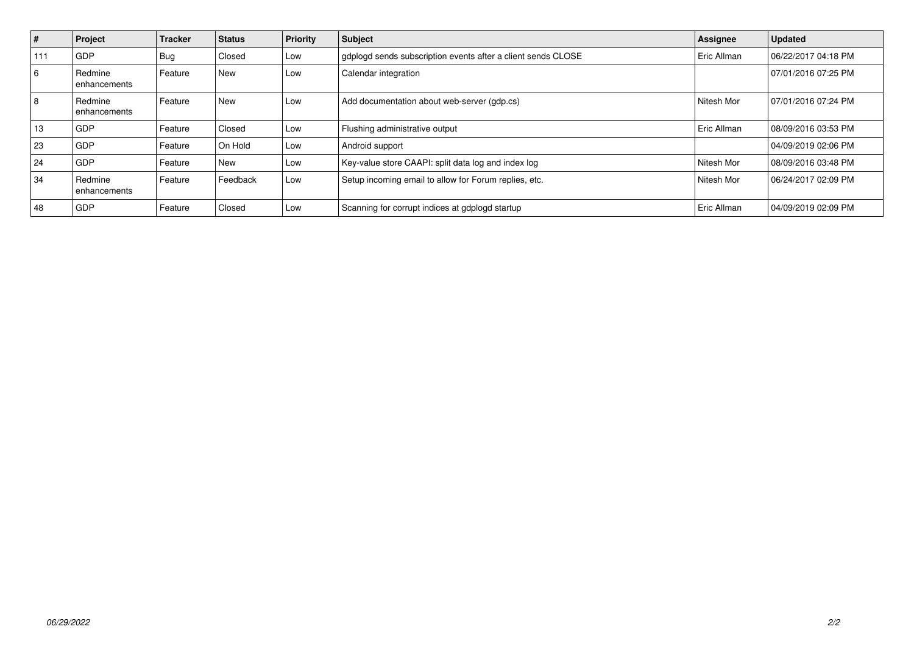| # | Project | Tracker | Status | Priority | Subject | Assignee | Updated |
|---|---|---|---|---|---|---|---|
| 111 | GDP | Bug | Closed | Low | gdplogd sends subscription events after a client sends CLOSE | Eric Allman | 06/22/2017 04:18 PM |
| 6 | Redmine enhancements | Feature | New | Low | Calendar integration | | 07/01/2016 07:25 PM |
| 8 | Redmine enhancements | Feature | New | Low | Add documentation about web-server (gdp.cs) | Nitesh Mor | 07/01/2016 07:24 PM |
| 13 | GDP | Feature | Closed | Low | Flushing administrative output | Eric Allman | 08/09/2016 03:53 PM |
| 23 | GDP | Feature | On Hold | Low | Android support | | 04/09/2019 02:06 PM |
| 24 | GDP | Feature | New | Low | Key-value store CAAPI: split data log and index log | Nitesh Mor | 08/09/2016 03:48 PM |
| 34 | Redmine enhancements | Feature | Feedback | Low | Setup incoming email to allow for Forum replies, etc. | Nitesh Mor | 06/24/2017 02:09 PM |
| 48 | GDP | Feature | Closed | Low | Scanning for corrupt indices at gdplogd startup | Eric Allman | 04/09/2019 02:09 PM |